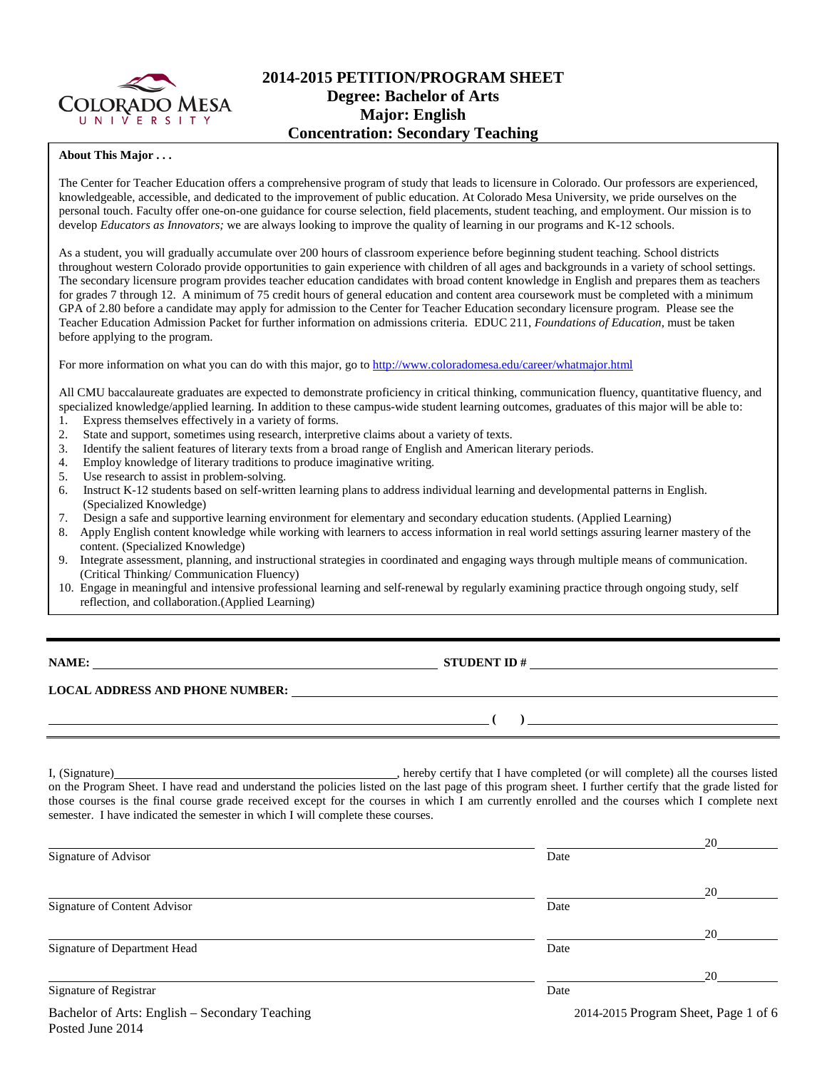# 2014-2015 PETITION/PROGRAM SHEET
## Degree: Bachelor of Arts
## Major: English
## Concentration: Secondary Teaching

**About This Major . . .**

The Center for Teacher Education offers a comprehensive program of study that leads to licensure in Colorado. Our professors are experienced, knowledgeable, accessible, and dedicated to the improvement of public education. At Colorado Mesa University, we pride ourselves on the personal touch. Faculty offer one-on-one guidance for course selection, field placements, student teaching, and employment. Our mission is to develop *Educators as Innovators;* we are always looking to improve the quality of learning in our programs and K-12 schools.

As a student, you will gradually accumulate over 200 hours of classroom experience before beginning student teaching. School districts throughout western Colorado provide opportunities to gain experience with children of all ages and backgrounds in a variety of school settings. The secondary licensure program provides teacher education candidates with broad content knowledge in English and prepares them as teachers for grades 7 through 12. A minimum of 75 credit hours of general education and content area coursework must be completed with a minimum GPA of 2.80 before a candidate may apply for admission to the Center for Teacher Education secondary licensure program. Please see the Teacher Education Admission Packet for further information on admissions criteria. EDUC 211, *Foundations of Education*, must be taken before applying to the program.

For more information on what you can do with this major, go to http://www.coloradomesa.edu/career/whatmajor.html

All CMU baccalaureate graduates are expected to demonstrate proficiency in critical thinking, communication fluency, quantitative fluency, and specialized knowledge/applied learning. In addition to these campus-wide student learning outcomes, graduates of this major will be able to:

1. Express themselves effectively in a variety of forms.
2. State and support, sometimes using research, interpretive claims about a variety of texts.
3. Identify the salient features of literary texts from a broad range of English and American literary periods.
4. Employ knowledge of literary traditions to produce imaginative writing.
5. Use research to assist in problem-solving.
6. Instruct K-12 students based on self-written learning plans to address individual learning and developmental patterns in English. (Specialized Knowledge)
7. Design a safe and supportive learning environment for elementary and secondary education students. (Applied Learning)
8. Apply English content knowledge while working with learners to access information in real world settings assuring learner mastery of the content. (Specialized Knowledge)
9. Integrate assessment, planning, and instructional strategies in coordinated and engaging ways through multiple means of communication. (Critical Thinking/ Communication Fluency)
10. Engage in meaningful and intensive professional learning and self-renewal by regularly examining practice through ongoing study, self reflection, and collaboration.(Applied Learning)

---

**NAME:** ______________________________ **STUDENT ID #** ______________________________

**LOCAL ADDRESS AND PHONE NUMBER:** ______________________________

______________________________ **(    )** ______________________________

I, (Signature)______________________________, hereby certify that I have completed (or will complete) all the courses listed on the Program Sheet. I have read and understand the policies listed on the last page of this program sheet. I further certify that the grade listed for those courses is the final course grade received except for the courses in which I am currently enrolled and the courses which I complete next semester. I have indicated the semester in which I will complete these courses.

______________________________ ______________ 20______
Signature of Advisor Date

______________________________ ______________ 20______
Signature of Content Advisor Date

______________________________ ______________ 20______
Signature of Department Head Date

______________________________ ______________ 20______
Signature of Registrar Date

Bachelor of Arts: English – Secondary Teaching
Posted June 2014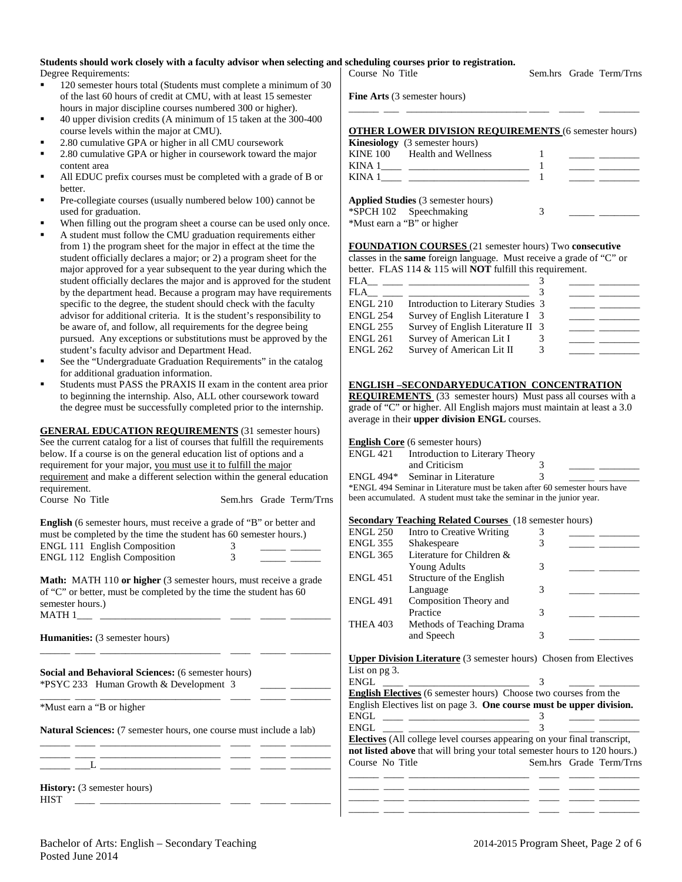**Students should work closely with a faculty advisor when selecting and scheduling courses prior to registration.**

Degree Requirements:

- 120 semester hours total (Students must complete a minimum of 30 of the last 60 hours of credit at CMU, with at least 15 semester hours in major discipline courses numbered 300 or higher).
- 40 upper division credits (A minimum of 15 taken at the 300-400 course levels within the major at CMU).
- 2.80 cumulative GPA or higher in all CMU coursework
- 2.80 cumulative GPA or higher in coursework toward the major content area
- All EDUC prefix courses must be completed with a grade of B or better.
- Pre-collegiate courses (usually numbered below 100) cannot be used for graduation.
- When filling out the program sheet a course can be used only once.
- A student must follow the CMU graduation requirements either from 1) the program sheet for the major in effect at the time the student officially declares a major; or 2) a program sheet for the major approved for a year subsequent to the year during which the student officially declares the major and is approved for the student by the department head. Because a program may have requirements specific to the degree, the student should check with the faculty advisor for additional criteria. It is the student's responsibility to be aware of, and follow, all requirements for the degree being pursued. Any exceptions or substitutions must be approved by the student's faculty advisor and Department Head.
- See the "Undergraduate Graduation Requirements" in the catalog for additional graduation information.
- Students must PASS the PRAXIS II exam in the content area prior to beginning the internship. Also, ALL other coursework toward the degree must be successfully completed prior to the internship.

**GENERAL EDUCATION REQUIREMENTS** (31 semester hours)

See the current catalog for a list of courses that fulfill the requirements below. If a course is on the general education list of options and a requirement for your major, you must use it to fulfill the major requirement and make a different selection within the general education requirement.

| Course No Title | Sem.hrs | Grade | Term/Trns |
|---|---|---|---|

**English** (6 semester hours, must receive a grade of "B" or better and must be completed by the time the student has 60 semester hours.)

| Course No Title | Sem.hrs | Grade | Term/Trns |
|---|---|---|---|
| ENGL 111 English Composition | 3 | | |
| ENGL 112 English Composition | 3 | | |

**Math:** MATH 110 **or higher** (3 semester hours, must receive a grade of "C" or better, must be completed by the time the student has 60 semester hours.)

| Course No Title | Sem.hrs | Grade | Term/Trns |
|---|---|---|---|
| MATH 1___ | | | |

**Humanities:** (3 semester hours)

| Course No Title | Sem.hrs | Grade | Term/Trns |
|---|---|---|---|
| | | | |

**Social and Behavioral Sciences:** (6 semester hours)

| Course No Title | Sem.hrs | Grade | Term/Trns |
|---|---|---|---|
| *PSYC 233 Human Growth & Development | 3 | | |
| | | | |

*Must earn a "B or higher

**Natural Sciences:** (7 semester hours, one course must include a lab)

| Course No Title | Sem.hrs | Grade | Term/Trns |
|---|---|---|---|
| | | | |
| | | | |
| ___L | | | |

**History:** (3 semester hours)

| Course No Title | Sem.hrs | Grade | Term/Trns |
|---|---|---|---|
| HIST | | | |

**Fine Arts** (3 semester hours)

| Course No Title | Sem.hrs | Grade | Term/Trns |
|---|---|---|---|
| | | | |

**OTHER LOWER DIVISION REQUIREMENTS** (6 semester hours)

**Kinesiology** (3 semester hours)

| Course No | Title | Sem.hrs | Grade | Term/Trns |
|---|---|---|---|---|
| KINE 100 | Health and Wellness | 1 | | |
| KINA 1____ | | 1 | | |
| KINA 1____ | | 1 | | |

**Applied Studies** (3 semester hours)

| Course No | Title | Sem.hrs | Grade | Term/Trns |
|---|---|---|---|---|
| *SPCH 102 | Speechmaking | 3 | | |

*Must earn a "B" or higher

**FOUNDATION COURSES** (21 semester hours) Two **consecutive** classes in the **same** foreign language. Must receive a grade of "C" or better. FLAS 114 & 115 will **NOT** fulfill this requirement.

| Course No | Title | Sem.hrs | Grade | Term/Trns |
|---|---|---|---|---|
| FLA__ ____ | | 3 | | |
| FLA__ ____ | | 3 | | |
| ENGL 210 | Introduction to Literary Studies | 3 | | |
| ENGL 254 | Survey of English Literature I | 3 | | |
| ENGL 255 | Survey of English Literature II | 3 | | |
| ENGL 261 | Survey of American Lit I | 3 | | |
| ENGL 262 | Survey of American Lit II | 3 | | |

**ENGLISH –SECONDARYEDUCATION CONCENTRATION REQUIREMENTS** (33 semester hours) Must pass all courses with a grade of "C" or higher. All English majors must maintain at least a 3.0 average in their **upper division ENGL** courses.

**English Core** (6 semester hours)

| Course No | Title | Sem.hrs | Grade | Term/Trns |
|---|---|---|---|---|
| ENGL 421 | Introduction to Literary Theory and Criticism | 3 | | |
| ENGL 494* | Seminar in Literature | 3 | | |

*ENGL 494 Seminar in Literature must be taken after 60 semester hours have been accumulated. A student must take the seminar in the junior year.

**Secondary Teaching Related Courses** (18 semester hours)

| Course No | Title | Sem.hrs | Grade | Term/Trns |
|---|---|---|---|---|
| ENGL 250 | Intro to Creative Writing | 3 | | |
| ENGL 355 | Shakespeare | 3 | | |
| ENGL 365 | Literature for Children & Young Adults | 3 | | |
| ENGL 451 | Structure of the English Language | 3 | | |
| ENGL 491 | Composition Theory and Practice | 3 | | |
| THEA 403 | Methods of Teaching Drama and Speech | 3 | | |

**Upper Division Literature** (3 semester hours) Chosen from Electives List on pg 3.

| Course No | Title | Sem.hrs | Grade | Term/Trns |
|---|---|---|---|---|
| ENGL ____ | | 3 | | |

**English Electives** (6 semester hours) Choose two courses from the English Electives list on page 3. **One course must be upper division.**

| Course No | Title | Sem.hrs | Grade | Term/Trns |
|---|---|---|---|---|
| ENGL ____ | | 3 | | |
| ENGL ____ | | 3 | | |

**Electives** (All college level courses appearing on your final transcript, **not listed above** that will bring your total semester hours to 120 hours.)

| Course No Title | Sem.hrs | Grade | Term/Trns |
|---|---|---|---|
| | | | |
| | | | |
| | | | |
| | | | |

Bachelor of Arts: English – Secondary Teaching
Posted June 2014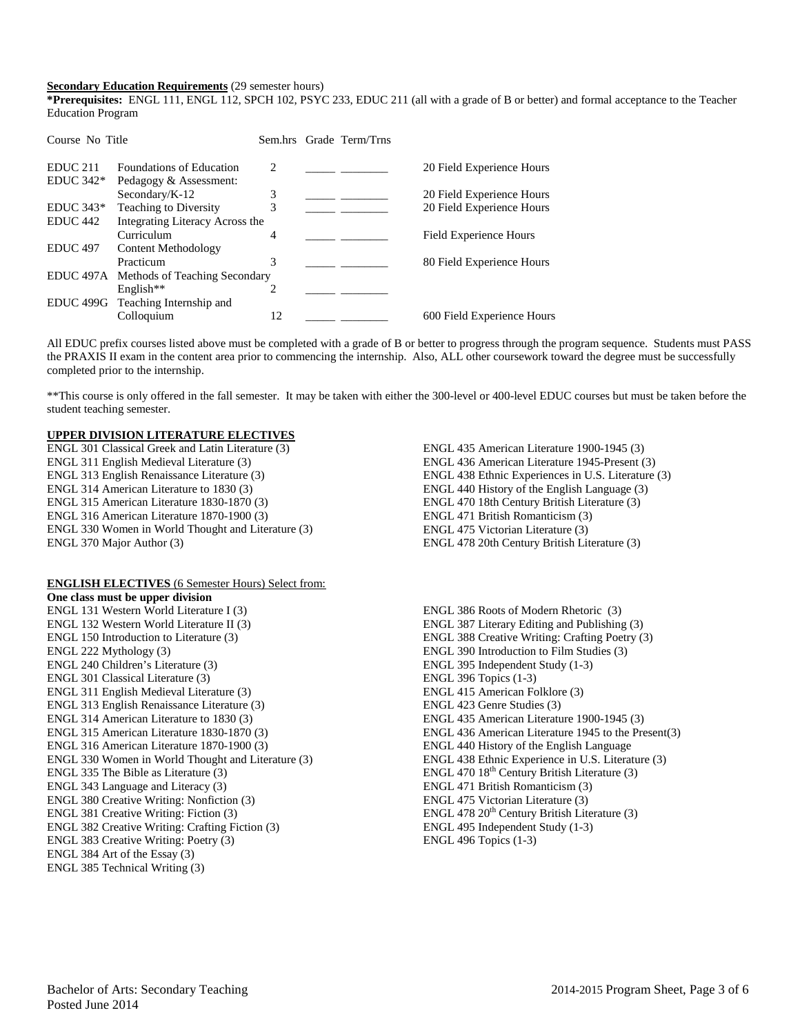**<u>Secondary Education Requirements</u>** (29 semester hours)

***Prerequisites:** ENGL 111, ENGL 112, SPCH 102, PSYC 233, EDUC 211 (all with a grade of B or better) and formal acceptance to the Teacher Education Program

| Course No | Title | Sem.hrs | Grade | Term/Trns | |
|---|---|---|---|---|---|
| EDUC 211 | Foundations of Education | 2 | _____ | ________ | 20 Field Experience Hours |
| EDUC 342* | Pedagogy & Assessment: Secondary/K-12 | 3 | _____ | ________ | 20 Field Experience Hours |
| EDUC 343* | Teaching to Diversity | 3 | _____ | ________ | 20 Field Experience Hours |
| EDUC 442 | Integrating Literacy Across the Curriculum | 4 | _____ | ________ | Field Experience Hours |
| EDUC 497 | Content Methodology Practicum | 3 | _____ | ________ | 80 Field Experience Hours |
| EDUC 497A | Methods of Teaching Secondary English** | 2 | _____ | ________ | |
| EDUC 499G | Teaching Internship and Colloquium | 12 | _____ | ________ | 600 Field Experience Hours |

All EDUC prefix courses listed above must be completed with a grade of B or better to progress through the program sequence. Students must PASS the PRAXIS II exam in the content area prior to commencing the internship. Also, ALL other coursework toward the degree must be successfully completed prior to the internship.

**This course is only offered in the fall semester. It may be taken with either the 300-level or 400-level EDUC courses but must be taken before the student teaching semester.

**<u>UPPER DIVISION LITERATURE ELECTIVES</u>**

ENGL 301 Classical Greek and Latin Literature (3)
ENGL 311 English Medieval Literature (3)
ENGL 313 English Renaissance Literature (3)
ENGL 314 American Literature to 1830 (3)
ENGL 315 American Literature 1830-1870 (3)
ENGL 316 American Literature 1870-1900 (3)
ENGL 330 Women in World Thought and Literature (3)
ENGL 370 Major Author (3)
ENGL 435 American Literature 1900-1945 (3)
ENGL 436 American Literature 1945-Present (3)
ENGL 438 Ethnic Experiences in U.S. Literature (3)
ENGL 440 History of the English Language (3)
ENGL 470 18th Century British Literature (3)
ENGL 471 British Romanticism (3)
ENGL 475 Victorian Literature (3)
ENGL 478 20th Century British Literature (3)

**<u>ENGLISH ELECTIVES</u>** <u>(6 Semester Hours) Select from:</u>

**One class must be upper division**

ENGL 131 Western World Literature I (3)
ENGL 132 Western World Literature II (3)
ENGL 150 Introduction to Literature (3)
ENGL 222 Mythology (3)
ENGL 240 Children's Literature (3)
ENGL 301 Classical Literature (3)
ENGL 311 English Medieval Literature (3)
ENGL 313 English Renaissance Literature (3)
ENGL 314 American Literature to 1830 (3)
ENGL 315 American Literature 1830-1870 (3)
ENGL 316 American Literature 1870-1900 (3)
ENGL 330 Women in World Thought and Literature (3)
ENGL 335 The Bible as Literature (3)
ENGL 343 Language and Literacy (3)
ENGL 380 Creative Writing: Nonfiction (3)
ENGL 381 Creative Writing: Fiction (3)
ENGL 382 Creative Writing: Crafting Fiction (3)
ENGL 383 Creative Writing: Poetry (3)
ENGL 384 Art of the Essay (3)
ENGL 385 Technical Writing (3)
ENGL 386 Roots of Modern Rhetoric (3)
ENGL 387 Literary Editing and Publishing (3)
ENGL 388 Creative Writing: Crafting Poetry (3)
ENGL 390 Introduction to Film Studies (3)
ENGL 395 Independent Study (1-3)
ENGL 396 Topics (1-3)
ENGL 415 American Folklore (3)
ENGL 423 Genre Studies (3)
ENGL 435 American Literature 1900-1945 (3)
ENGL 436 American Literature 1945 to the Present(3)
ENGL 440 History of the English Language
ENGL 438 Ethnic Experience in U.S. Literature (3)
ENGL 470 18th Century British Literature (3)
ENGL 471 British Romanticism (3)
ENGL 475 Victorian Literature (3)
ENGL 478 20th Century British Literature (3)
ENGL 495 Independent Study (1-3)
ENGL 496 Topics (1-3)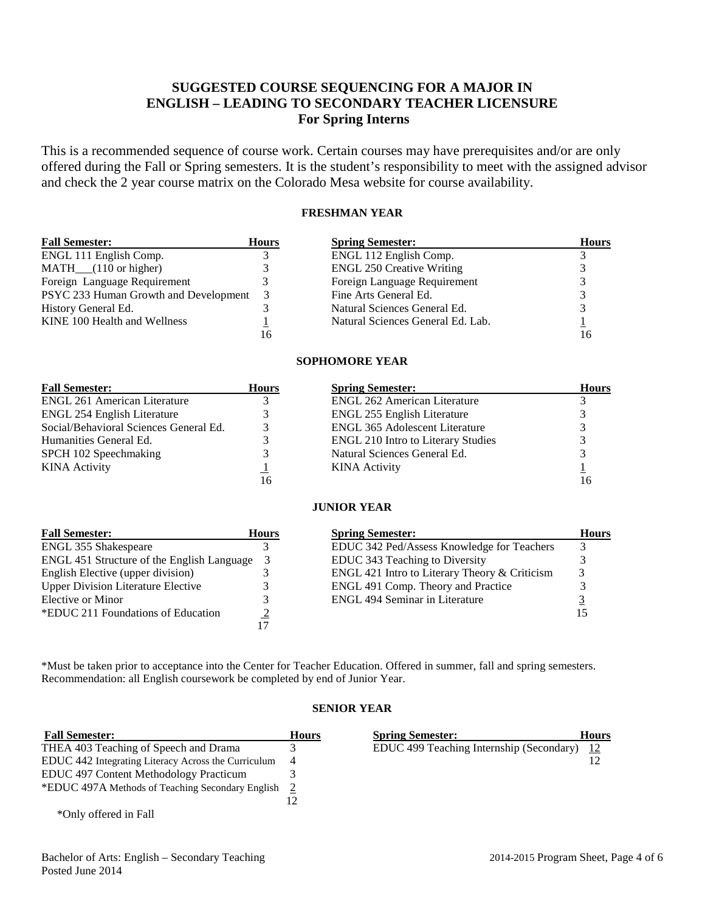## SUGGESTED COURSE SEQUENCING FOR A MAJOR IN ENGLISH – LEADING TO SECONDARY TEACHER LICENSURE For Spring Interns

This is a recommended sequence of course work. Certain courses may have prerequisites and/or are only offered during the Fall or Spring semesters. It is the student's responsibility to meet with the assigned advisor and check the 2 year course matrix on the Colorado Mesa website for course availability.

### FRESHMAN YEAR

| Fall Semester: | Hours | Spring Semester: | Hours |
|---|---|---|---|
| ENGL 111 English Comp. | 3 | ENGL 112 English Comp. | 3 |
| MATH___(110 or higher) | 3 | ENGL 250 Creative Writing | 3 |
| Foreign Language Requirement | 3 | Foreign Language Requirement | 3 |
| PSYC 233 Human Growth and Development | 3 | Fine Arts General Ed. | 3 |
| History General Ed. | 3 | Natural Sciences General Ed. | 3 |
| KINE 100 Health and Wellness | 1 | Natural Sciences General Ed. Lab. | 1 |
| | 16 | | 16 |

### SOPHOMORE YEAR

| Fall Semester: | Hours | Spring Semester: | Hours |
|---|---|---|---|
| ENGL 261 American Literature | 3 | ENGL 262 American Literature | 3 |
| ENGL 254 English Literature | 3 | ENGL 255 English Literature | 3 |
| Social/Behavioral Sciences General Ed. | 3 | ENGL 365 Adolescent Literature | 3 |
| Humanities General Ed. | 3 | ENGL 210 Intro to Literary Studies | 3 |
| SPCH 102 Speechmaking | 3 | Natural Sciences General Ed. | 3 |
| KINA Activity | 1 | KINA Activity | 1 |
| | 16 | | 16 |

### JUNIOR YEAR

| Fall Semester: | Hours | Spring Semester: | Hours |
|---|---|---|---|
| ENGL 355 Shakespeare | 3 | EDUC 342 Ped/Assess Knowledge for Teachers | 3 |
| ENGL 451 Structure of the English Language | 3 | EDUC 343 Teaching to Diversity | 3 |
| English Elective (upper division) | 3 | ENGL 421 Intro to Literary Theory & Criticism | 3 |
| Upper Division Literature Elective | 3 | ENGL 491 Comp. Theory and Practice | 3 |
| Elective or Minor | 3 | ENGL 494 Seminar in Literature | 3 |
| *EDUC 211 Foundations of Education | 2 | | 15 |
| | 17 | | |

*Must be taken prior to acceptance into the Center for Teacher Education. Offered in summer, fall and spring semesters.
Recommendation: all English coursework be completed by end of Junior Year.

### SENIOR YEAR

| Fall Semester: | Hours | Spring Semester: | Hours |
|---|---|---|---|
| THEA 403 Teaching of Speech and Drama | 3 | EDUC 499 Teaching Internship (Secondary) | 12 |
| EDUC 442 Integrating Literacy Across the Curriculum | 4 | | 12 |
| EDUC 497 Content Methodology Practicum | 3 | | |
| *EDUC 497A Methods of Teaching Secondary English | 2 | | |
| | 12 | | |

*Only offered in Fall

Bachelor of Arts: English – Secondary Teaching
Posted June 2014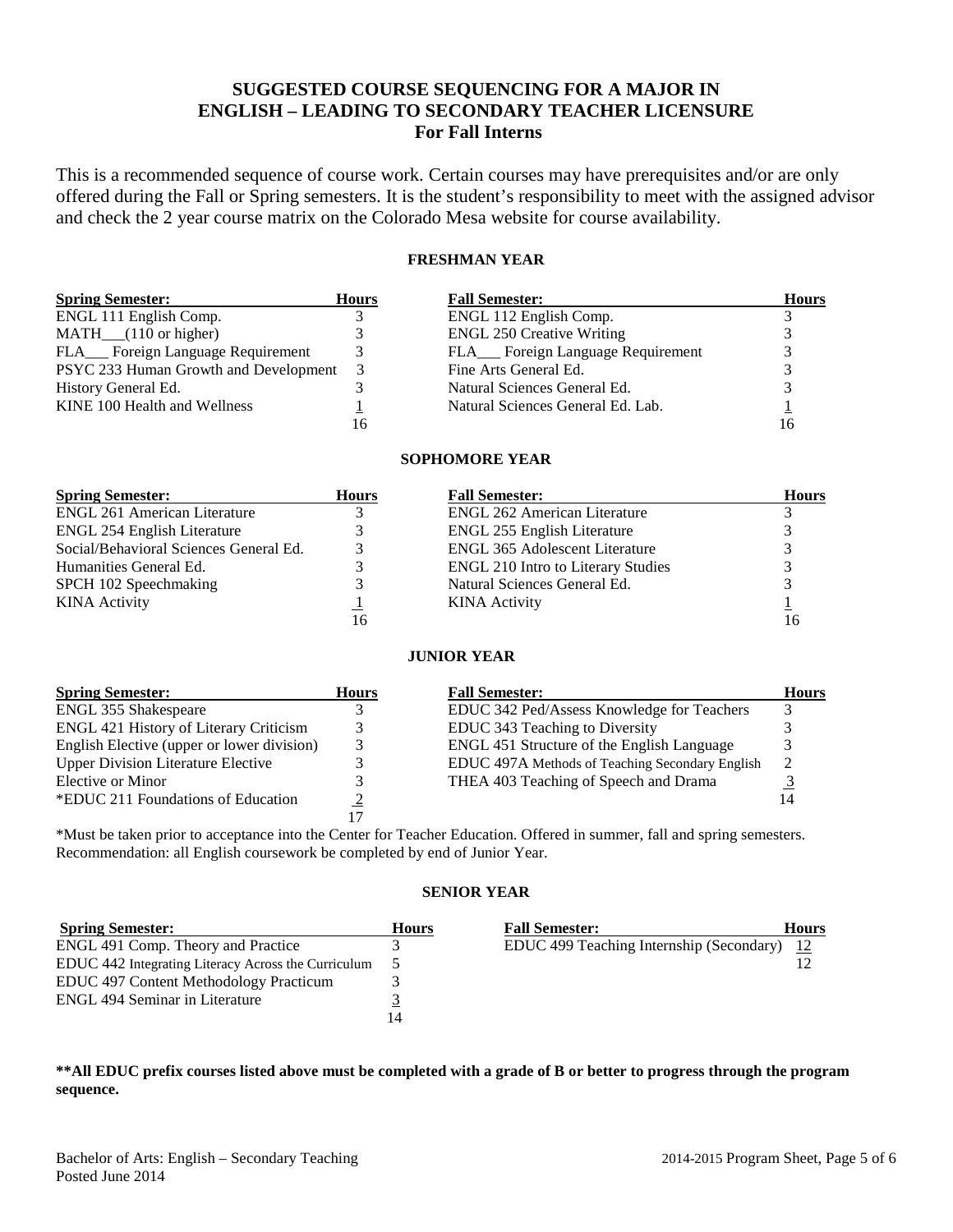# SUGGESTED COURSE SEQUENCING FOR A MAJOR IN ENGLISH – LEADING TO SECONDARY TEACHER LICENSURE
## For Fall Interns

This is a recommended sequence of course work. Certain courses may have prerequisites and/or are only offered during the Fall or Spring semesters. It is the student's responsibility to meet with the assigned advisor and check the 2 year course matrix on the Colorado Mesa website for course availability.

### FRESHMAN YEAR

| Spring Semester: | Hours | Fall Semester: | Hours |
|---|---|---|---|
| ENGL 111 English Comp. | 3 | ENGL 112 English Comp. | 3 |
| MATH___(110 or higher) | 3 | ENGL 250 Creative Writing | 3 |
| FLA___ Foreign Language Requirement | 3 | FLA___ Foreign Language Requirement | 3 |
| PSYC 233 Human Growth and Development | 3 | Fine Arts General Ed. | 3 |
| History General Ed. | 3 | Natural Sciences General Ed. | 3 |
| KINE 100 Health and Wellness | 1 | Natural Sciences General Ed. Lab. | 1 |
| | 16 | | 16 |

### SOPHOMORE YEAR

| Spring Semester: | Hours | Fall Semester: | Hours |
|---|---|---|---|
| ENGL 261 American Literature | 3 | ENGL 262 American Literature | 3 |
| ENGL 254 English Literature | 3 | ENGL 255 English Literature | 3 |
| Social/Behavioral Sciences General Ed. | 3 | ENGL 365 Adolescent Literature | 3 |
| Humanities General Ed. | 3 | ENGL 210 Intro to Literary Studies | 3 |
| SPCH 102 Speechmaking | 3 | Natural Sciences General Ed. | 3 |
| KINA Activity | 1 | KINA Activity | 1 |
| | 16 | | 16 |

### JUNIOR YEAR

| Spring Semester: | Hours | Fall Semester: | Hours |
|---|---|---|---|
| ENGL 355 Shakespeare | 3 | EDUC 342 Ped/Assess Knowledge for Teachers | 3 |
| ENGL 421 History of Literary Criticism | 3 | EDUC 343 Teaching to Diversity | 3 |
| English Elective (upper or lower division) | 3 | ENGL 451 Structure of the English Language | 3 |
| Upper Division Literature Elective | 3 | EDUC 497A Methods of Teaching Secondary English | 2 |
| Elective or Minor | 3 | THEA 403 Teaching of Speech and Drama | 3 |
| *EDUC 211 Foundations of Education | 2 | | 14 |
| | 17 | | |

*Must be taken prior to acceptance into the Center for Teacher Education. Offered in summer, fall and spring semesters. Recommendation: all English coursework be completed by end of Junior Year.

### SENIOR YEAR

| Spring Semester: | Hours | Fall Semester: | Hours |
|---|---|---|---|
| ENGL 491 Comp. Theory and Practice | 3 | EDUC 499 Teaching Internship (Secondary) | 12 |
| EDUC 442 Integrating Literacy Across the Curriculum | 5 | | 12 |
| EDUC 497 Content Methodology Practicum | 3 | | |
| ENGL 494 Seminar in Literature | 3 | | |
| | 14 | | |

**\*\*All EDUC prefix courses listed above must be completed with a grade of B or better to progress through the program sequence.**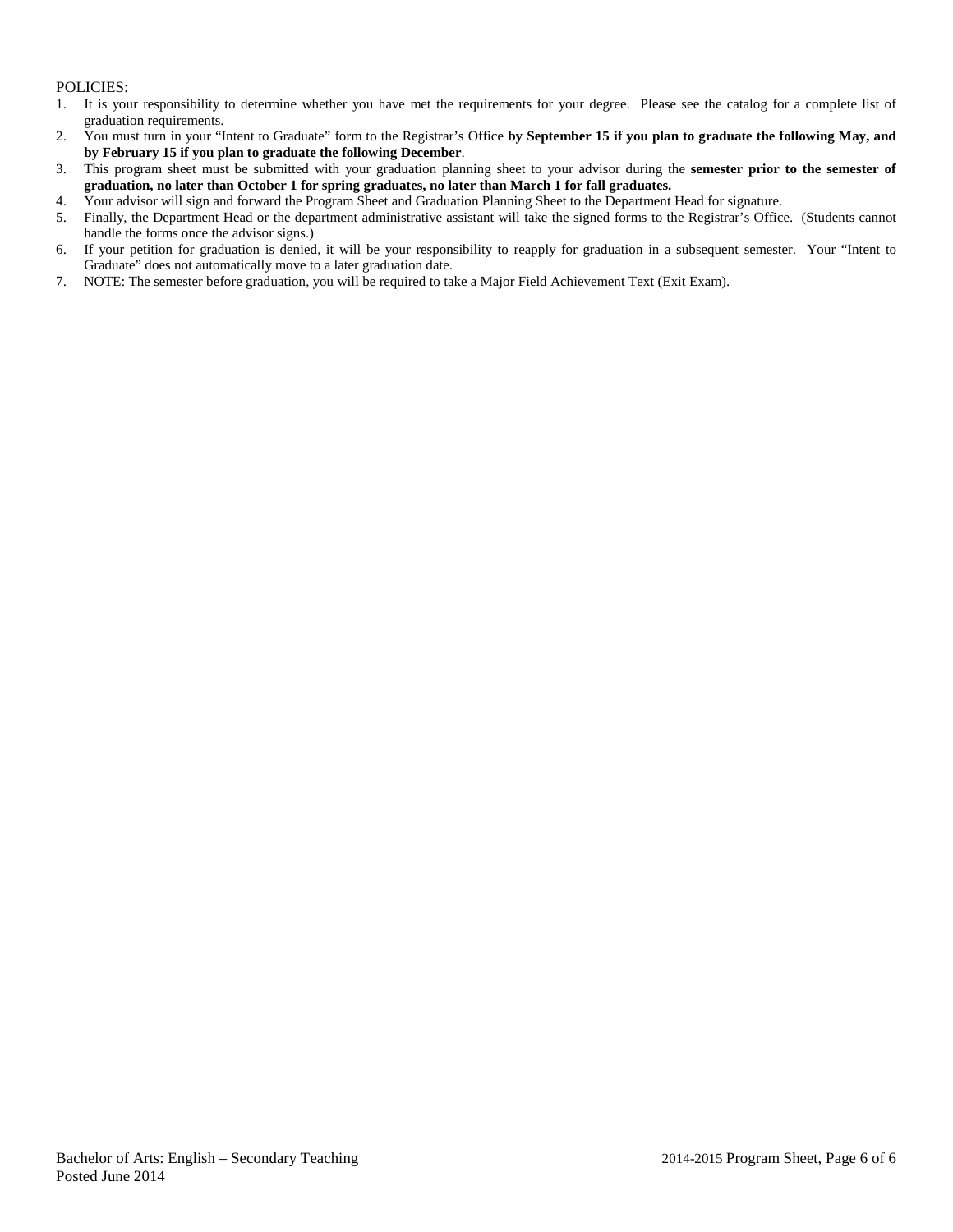POLICIES:

1. It is your responsibility to determine whether you have met the requirements for your degree. Please see the catalog for a complete list of graduation requirements.
2. You must turn in your "Intent to Graduate" form to the Registrar's Office **by September 15 if you plan to graduate the following May, and by February 15 if you plan to graduate the following December**.
3. This program sheet must be submitted with your graduation planning sheet to your advisor during the **semester prior to the semester of graduation, no later than October 1 for spring graduates, no later than March 1 for fall graduates.**
4. Your advisor will sign and forward the Program Sheet and Graduation Planning Sheet to the Department Head for signature.
5. Finally, the Department Head or the department administrative assistant will take the signed forms to the Registrar's Office. (Students cannot handle the forms once the advisor signs.)
6. If your petition for graduation is denied, it will be your responsibility to reapply for graduation in a subsequent semester. Your "Intent to Graduate" does not automatically move to a later graduation date.
7. NOTE: The semester before graduation, you will be required to take a Major Field Achievement Text (Exit Exam).